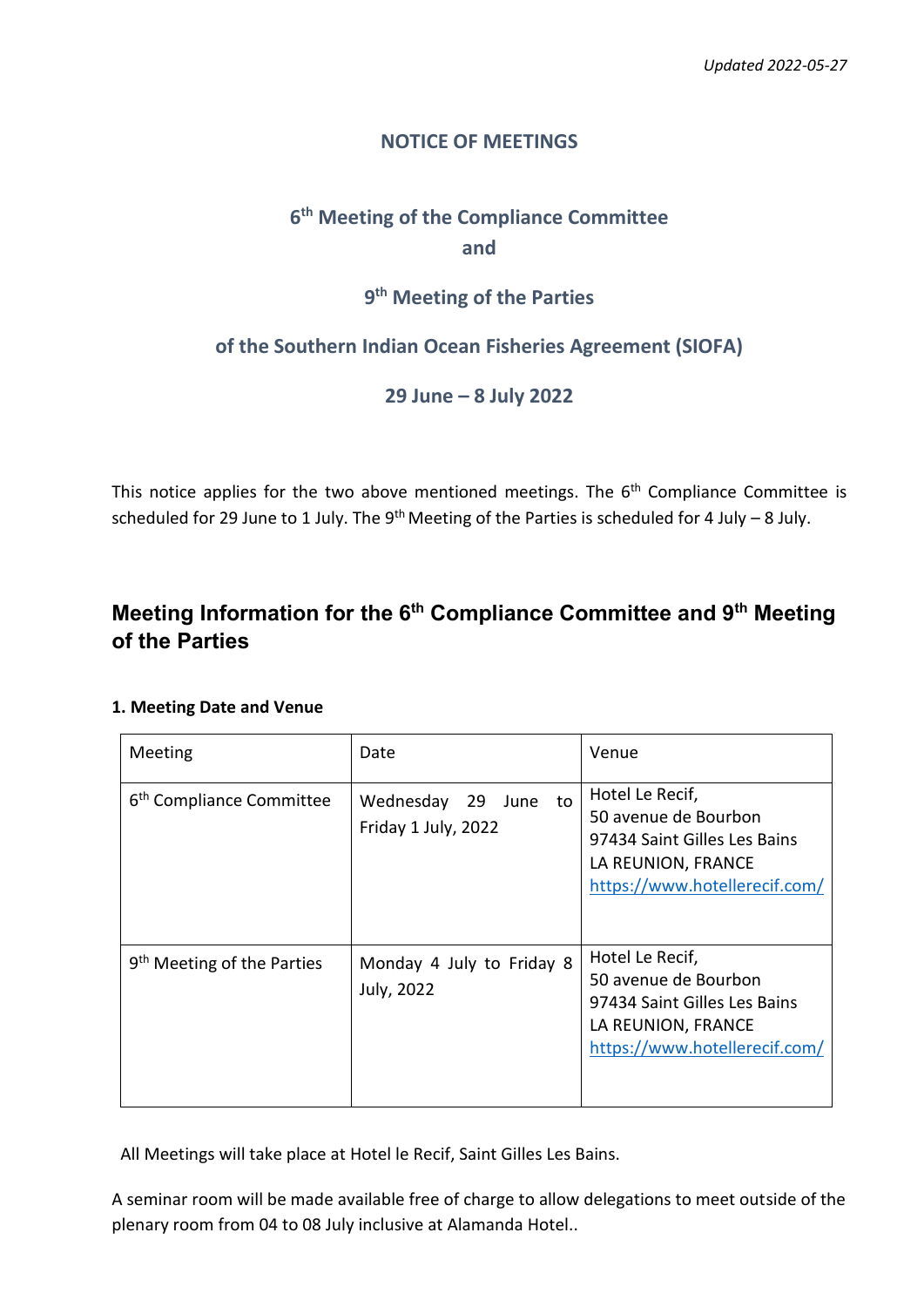*Updated 2022-05-27*

# NOTICE OF MEETINGS

## 6th Meeting of the Compliance Committee and

## 9th Meeting of the Parties

## of the Southern Indian Ocean Fisheries Agreement (SIOFA)

## 29 June – 8 July 2022

This notice applies for the two above mentioned meetings. The 6th Compliance Committee is scheduled for 29 June to 1 July. The 9th Meeting of the Parties is scheduled for 4 July – 8 July.

## Meeting Information for the 6th Compliance Committee and 9th Meeting of the Parties

**1. Meeting Date and Venue**

| Meeting | Date | Venue |
|---|---|---|
| 6th Compliance Committee | Wednesday 29 June to Friday 1 July, 2022 | Hotel Le Recif,<br>50 avenue de Bourbon<br>97434 Saint Gilles Les Bains<br>LA REUNION, FRANCE<br>https://www.hotellerecif.com/ |
| 9th Meeting of the Parties | Monday 4 July to Friday 8 July, 2022 | Hotel Le Recif,<br>50 avenue de Bourbon<br>97434 Saint Gilles Les Bains<br>LA REUNION, FRANCE<br>https://www.hotellerecif.com/ |

All Meetings will take place at Hotel le Recif, Saint Gilles Les Bains.

A seminar room will be made available free of charge to allow delegations to meet outside of the plenary room from 04 to 08 July inclusive at Alamanda Hotel..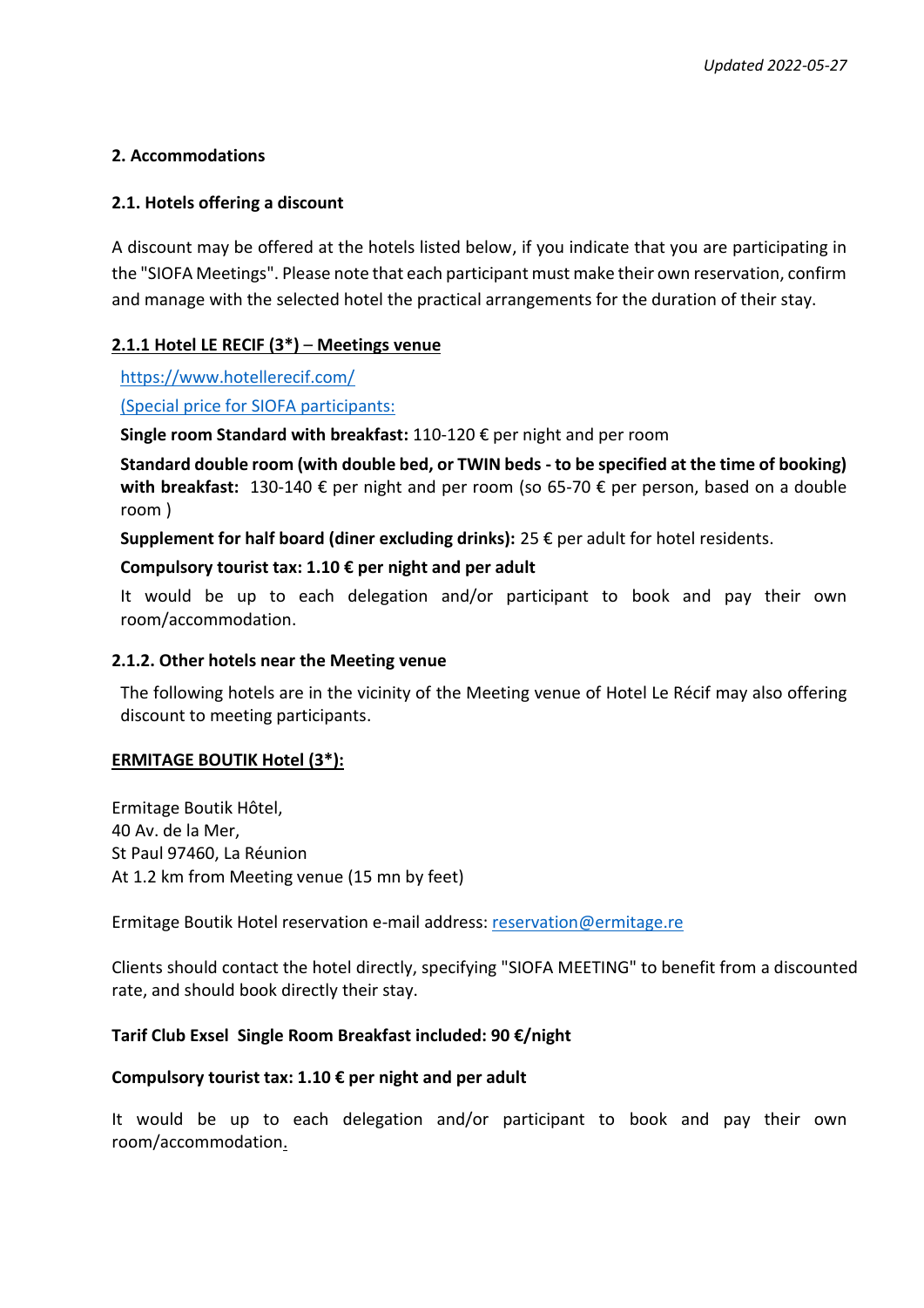*Updated 2022-05-27*

## 2. Accommodations

### 2.1. Hotels offering a discount

A discount may be offered at the hotels listed below, if you indicate that you are participating in the "SIOFA Meetings". Please note that each participant must make their own reservation, confirm and manage with the selected hotel the practical arrangements for the duration of their stay.

#### 2.1.1 Hotel LE RECIF (3*) – Meetings venue

https://www.hotellerecif.com/

(Special price for SIOFA participants:

**Single room Standard with breakfast:** 110-120 € per night and per room

**Standard double room (with double bed, or TWIN beds - to be specified at the time of booking) with breakfast:** 130-140 € per night and per room (so 65-70 € per person, based on a double room )

**Supplement for half board (diner excluding drinks):** 25 € per adult for hotel residents.

**Compulsory tourist tax: 1.10 € per night and per adult**

It would be up to each delegation and/or participant to book and pay their own room/accommodation.

#### 2.1.2. Other hotels near the Meeting venue

The following hotels are in the vicinity of the Meeting venue of Hotel Le Récif may also offering discount to meeting participants.

**ERMITAGE BOUTIK Hotel (3*):**

Ermitage Boutik Hôtel,
40 Av. de la Mer,
St Paul 97460, La Réunion
At 1.2 km from Meeting venue (15 mn by feet)

Ermitage Boutik Hotel reservation e-mail address: reservation@ermitage.re

Clients should contact the hotel directly, specifying "SIOFA MEETING" to benefit from a discounted rate, and should book directly their stay.

**Tarif Club Exsel Single Room Breakfast included: 90 €/night**

**Compulsory tourist tax: 1.10 € per night and per adult**

It would be up to each delegation and/or participant to book and pay their own room/accommodation.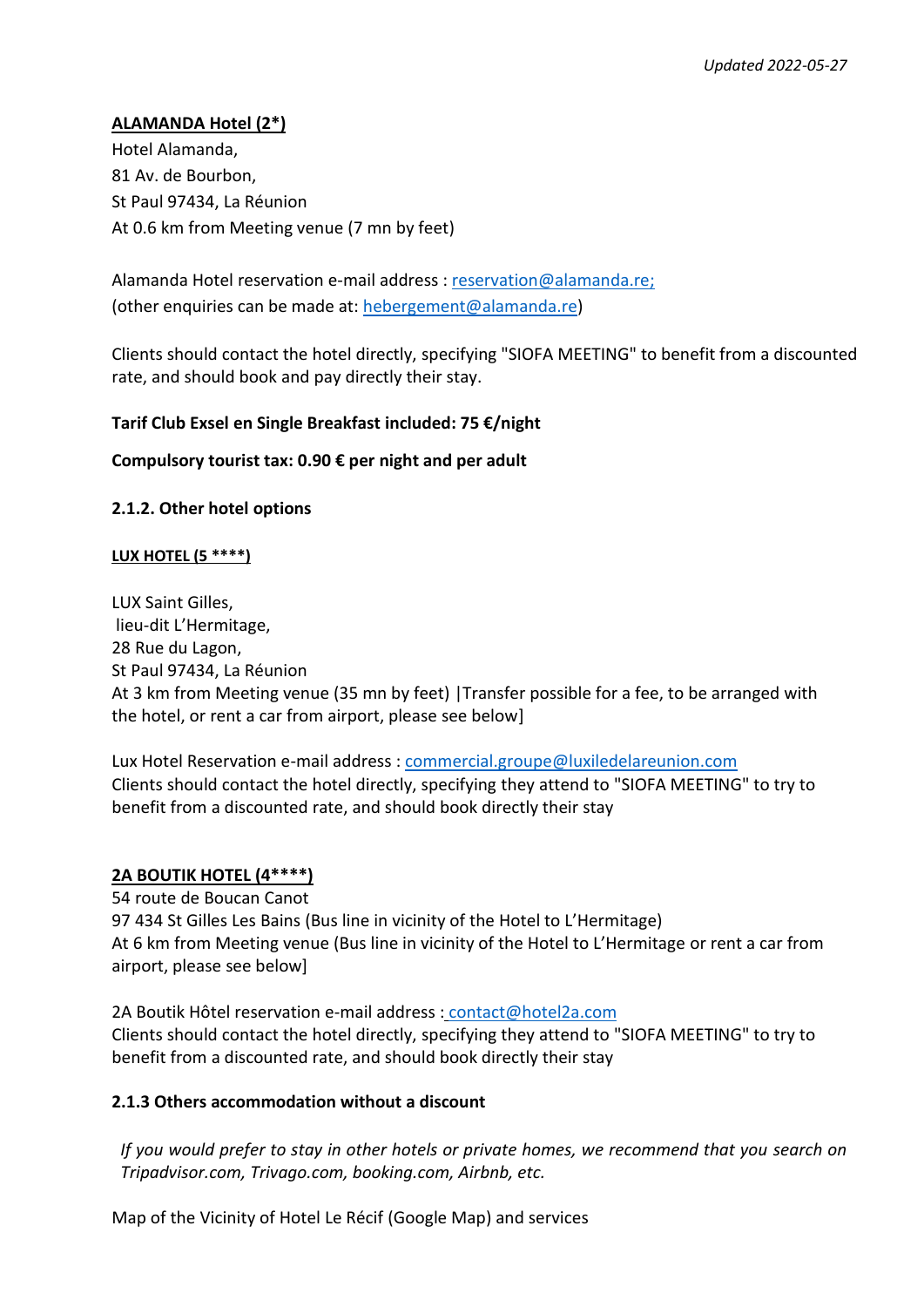*Updated 2022-05-27*

**ALAMANDA Hotel (2*)**

Hotel Alamanda,
81 Av. de Bourbon,
St Paul 97434, La Réunion
At 0.6 km from Meeting venue (7 mn by feet)

Alamanda Hotel reservation e-mail address : reservation@alamanda.re;
(other enquiries can be made at: hebergement@alamanda.re)

Clients should contact the hotel directly, specifying "SIOFA MEETING" to benefit from a discounted rate, and should book and pay directly their stay.

**Tarif Club Exsel en Single Breakfast included: 75 €/night**

**Compulsory tourist tax: 0.90 € per night and per adult**

**2.1.2. Other hotel options**

**LUX HOTEL (5 ****)**

LUX Saint Gilles,
lieu-dit L'Hermitage,
28 Rue du Lagon,
St Paul 97434, La Réunion
At 3 km from Meeting venue (35 mn by feet) |Transfer possible for a fee, to be arranged with the hotel, or rent a car from airport, please see below]

Lux Hotel Reservation e-mail address : commercial.groupe@luxiledelareunion.com
Clients should contact the hotel directly, specifying they attend to "SIOFA MEETING" to try to benefit from a discounted rate, and should book directly their stay

**2A BOUTIK HOTEL (4****)**

54 route de Boucan Canot
97 434 St Gilles Les Bains (Bus line in vicinity of the Hotel to L'Hermitage)
At 6 km from Meeting venue (Bus line in vicinity of the Hotel to L'Hermitage or rent a car from airport, please see below]

2A Boutik Hôtel reservation e-mail address : contact@hotel2a.com
Clients should contact the hotel directly, specifying they attend to "SIOFA MEETING" to try to benefit from a discounted rate, and should book directly their stay

**2.1.3 Others accommodation without a discount**

*If you would prefer to stay in other hotels or private homes, we recommend that you search on Tripadvisor.com, Trivago.com, booking.com, Airbnb, etc.*

Map of the Vicinity of Hotel Le Récif (Google Map) and services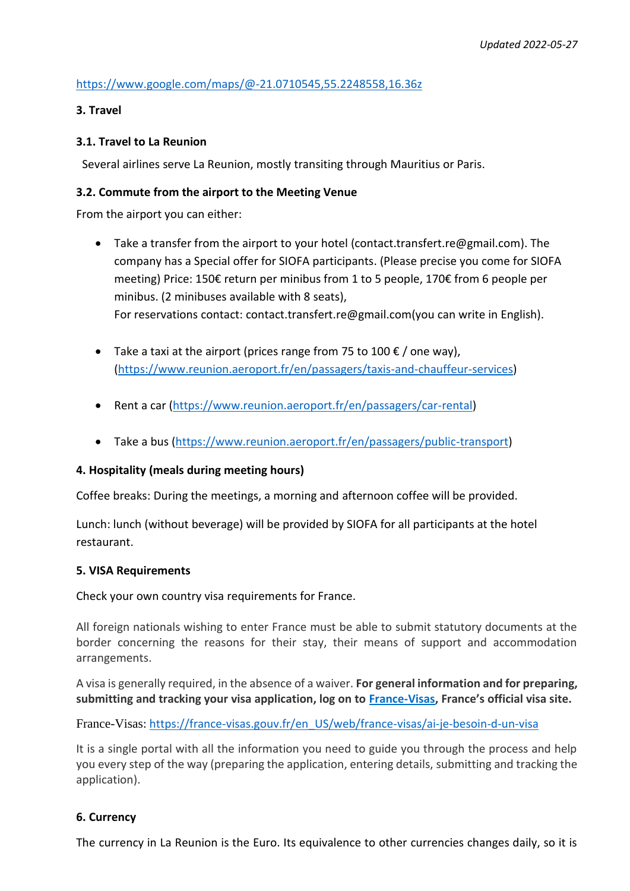https://www.google.com/maps/@-21.0710545,55.2248558,16.36z

**3. Travel**

**3.1. Travel to La Reunion**

Several airlines serve La Reunion, mostly transiting through Mauritius or Paris.

**3.2. Commute from the airport to the Meeting Venue**

From the airport you can either:

- Take a transfer from the airport to your hotel (contact.transfert.re@gmail.com). The company has a Special offer for SIOFA participants. (Please precise you come for SIOFA meeting) Price: 150€ return per minibus from 1 to 5 people, 170€ from 6 people per minibus. (2 minibuses available with 8 seats),
  For reservations contact: contact.transfert.re@gmail.com(you can write in English).

- Take a taxi at the airport (prices range from 75 to 100 € / one way), (https://www.reunion.aeroport.fr/en/passagers/taxis-and-chauffeur-services)

- Rent a car (https://www.reunion.aeroport.fr/en/passagers/car-rental)

- Take a bus (https://www.reunion.aeroport.fr/en/passagers/public-transport)

**4. Hospitality (meals during meeting hours)**

Coffee breaks: During the meetings, a morning and afternoon coffee will be provided.

Lunch: lunch (without beverage) will be provided by SIOFA for all participants at the hotel restaurant.

**5. VISA Requirements**

Check your own country visa requirements for France.

All foreign nationals wishing to enter France must be able to submit statutory documents at the border concerning the reasons for their stay, their means of support and accommodation arrangements.

A visa is generally required, in the absence of a waiver. **For general information and for preparing, submitting and tracking your visa application, log on to France-Visas, France's official visa site.**

France-Visas: https://france-visas.gouv.fr/en_US/web/france-visas/ai-je-besoin-d-un-visa

It is a single portal with all the information you need to guide you through the process and help you every step of the way (preparing the application, entering details, submitting and tracking the application).

**6. Currency**

The currency in La Reunion is the Euro. Its equivalence to other currencies changes daily, so it is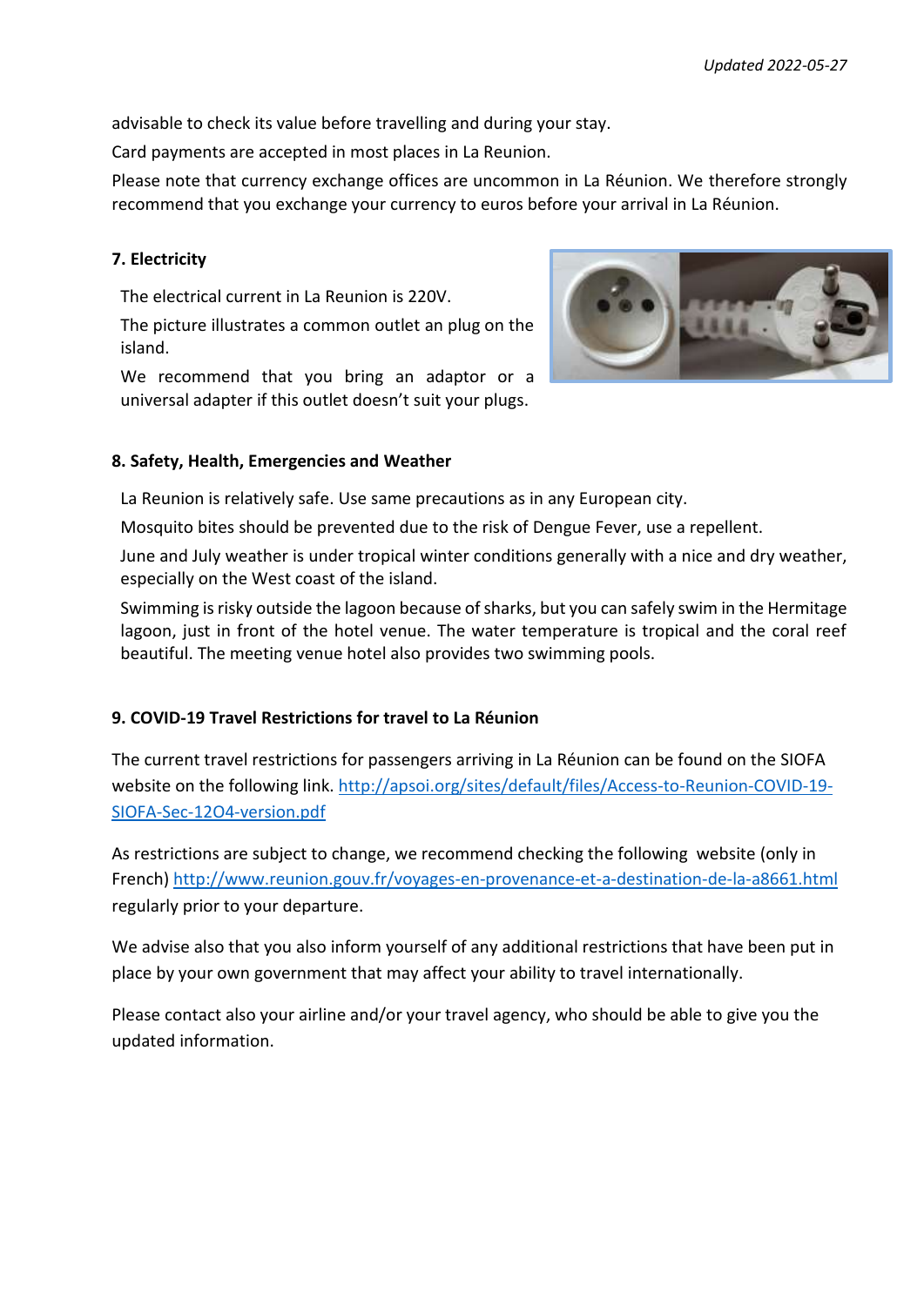advisable to check its value before travelling and during your stay.

Card payments are accepted in most places in La Reunion.

Please note that currency exchange offices are uncommon in La Réunion. We therefore strongly recommend that you exchange your currency to euros before your arrival in La Réunion.

**7. Electricity**

The electrical current in La Reunion is 220V.

The picture illustrates a common outlet an plug on the island.

We recommend that you bring an adaptor or a universal adapter if this outlet doesn't suit your plugs.

**8. Safety, Health, Emergencies and Weather**

La Reunion is relatively safe. Use same precautions as in any European city.

Mosquito bites should be prevented due to the risk of Dengue Fever, use a repellent.

June and July weather is under tropical winter conditions generally with a nice and dry weather, especially on the West coast of the island.

Swimming is risky outside the lagoon because of sharks, but you can safely swim in the Hermitage lagoon, just in front of the hotel venue. The water temperature is tropical and the coral reef beautiful. The meeting venue hotel also provides two swimming pools.

**9. COVID-19 Travel Restrictions for travel to La Réunion**

The current travel restrictions for passengers arriving in La Réunion can be found on the SIOFA website on the following link. [http://apsoi.org/sites/default/files/Access-to-Reunion-COVID-19-SIOFA-Sec-12O4-version.pdf](http://apsoi.org/sites/default/files/Access-to-Reunion-COVID-19-SIOFA-Sec-12O4-version.pdf)

As restrictions are subject to change, we recommend checking the following website (only in French) [http://www.reunion.gouv.fr/voyages-en-provenance-et-a-destination-de-la-a8661.html](http://www.reunion.gouv.fr/voyages-en-provenance-et-a-destination-de-la-a8661.html) regularly prior to your departure.

We advise also that you also inform yourself of any additional restrictions that have been put in place by your own government that may affect your ability to travel internationally.

Please contact also your airline and/or your travel agency, who should be able to give you the updated information.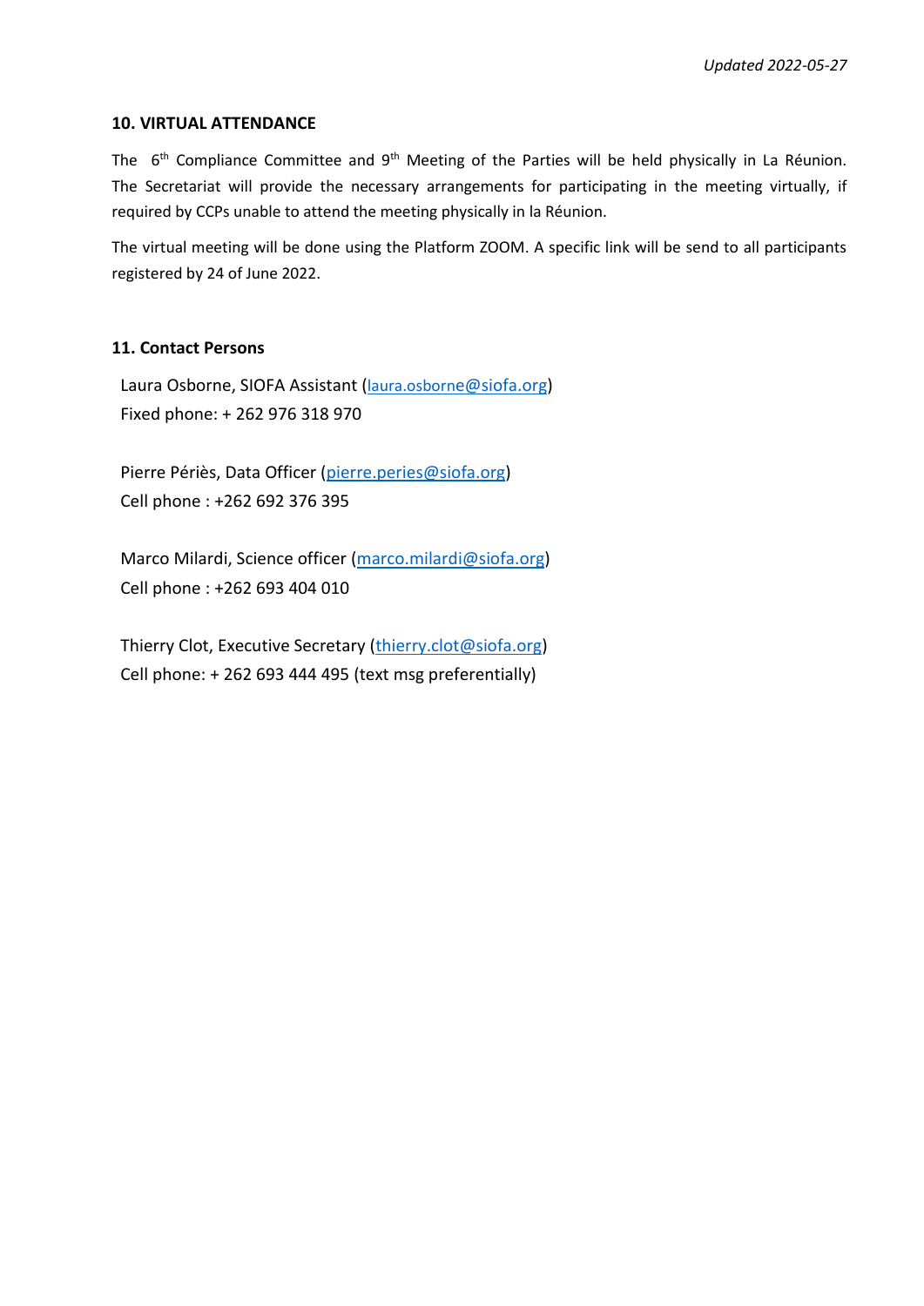*Updated 2022-05-27*

## 10. VIRTUAL ATTENDANCE

The 6th Compliance Committee and 9th Meeting of the Parties will be held physically in La Réunion. The Secretariat will provide the necessary arrangements for participating in the meeting virtually, if required by CCPs unable to attend the meeting physically in la Réunion.

The virtual meeting will be done using the Platform ZOOM. A specific link will be send to all participants registered by 24 of June 2022.

## 11. Contact Persons

Laura Osborne, SIOFA Assistant (laura.osborne@siofa.org)
Fixed phone: + 262 976 318 970

Pierre Périès, Data Officer (pierre.peries@siofa.org)
Cell phone : +262 692 376 395

Marco Milardi, Science officer (marco.milardi@siofa.org)
Cell phone : +262 693 404 010

Thierry Clot, Executive Secretary (thierry.clot@siofa.org)
Cell phone: + 262 693 444 495 (text msg preferentially)